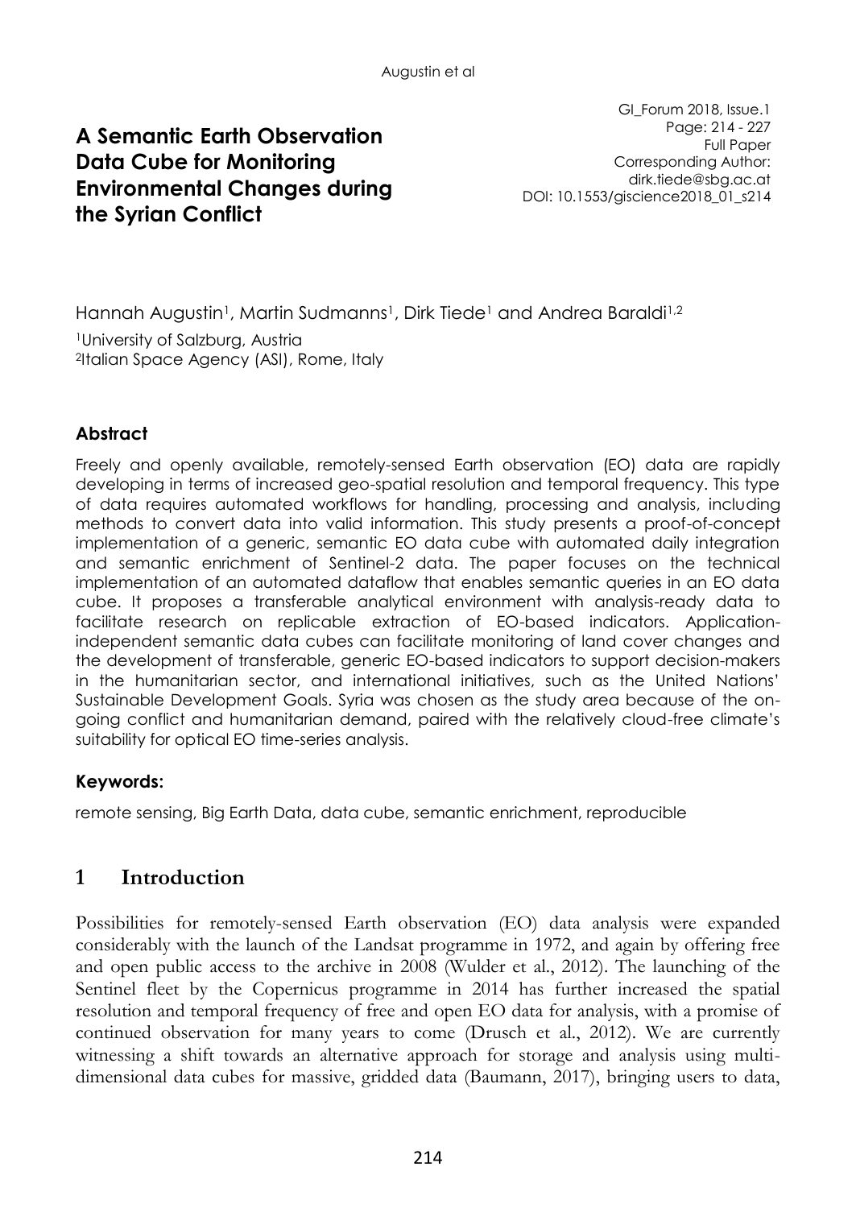# A Semantic Earth Observation Data Cube for Monitoring Environmental Changes during the Syrian Conflict

GI_Forum 2018, Issue.1
Page: 214 - 227
Full Paper
Corresponding Author:
dirk.tiede@sbg.ac.at
DOI: 10.1553/giscience2018_01_s214

Hannah Augustin[1], Martin Sudmanns[1], Dirk Tiede[1] and Andrea Baraldi[1,2]

[1]University of Salzburg, Austria
[2]Italian Space Agency (ASI), Rome, Italy

## Abstract

Freely and openly available, remotely-sensed Earth observation (EO) data are rapidly developing in terms of increased geo-spatial resolution and temporal frequency. This type of data requires automated workflows for handling, processing and analysis, including methods to convert data into valid information. This study presents a proof-of-concept implementation of a generic, semantic EO data cube with automated daily integration and semantic enrichment of Sentinel-2 data. The paper focuses on the technical implementation of an automated dataflow that enables semantic queries in an EO data cube. It proposes a transferable analytical environment with analysis-ready data to facilitate research on replicable extraction of EO-based indicators. Application-independent semantic data cubes can facilitate monitoring of land cover changes and the development of transferable, generic EO-based indicators to support decision-makers in the humanitarian sector, and international initiatives, such as the United Nations' Sustainable Development Goals. Syria was chosen as the study area because of the on-going conflict and humanitarian demand, paired with the relatively cloud-free climate's suitability for optical EO time-series analysis.

### Keywords:

remote sensing, Big Earth Data, data cube, semantic enrichment, reproducible

## 1 Introduction

Possibilities for remotely-sensed Earth observation (EO) data analysis were expanded considerably with the launch of the Landsat programme in 1972, and again by offering free and open public access to the archive in 2008 (Wulder et al., 2012). The launching of the Sentinel fleet by the Copernicus programme in 2014 has further increased the spatial resolution and temporal frequency of free and open EO data for analysis, with a promise of continued observation for many years to come (Drusch et al., 2012). We are currently witnessing a shift towards an alternative approach for storage and analysis using multi-dimensional data cubes for massive, gridded data (Baumann, 2017), bringing users to data,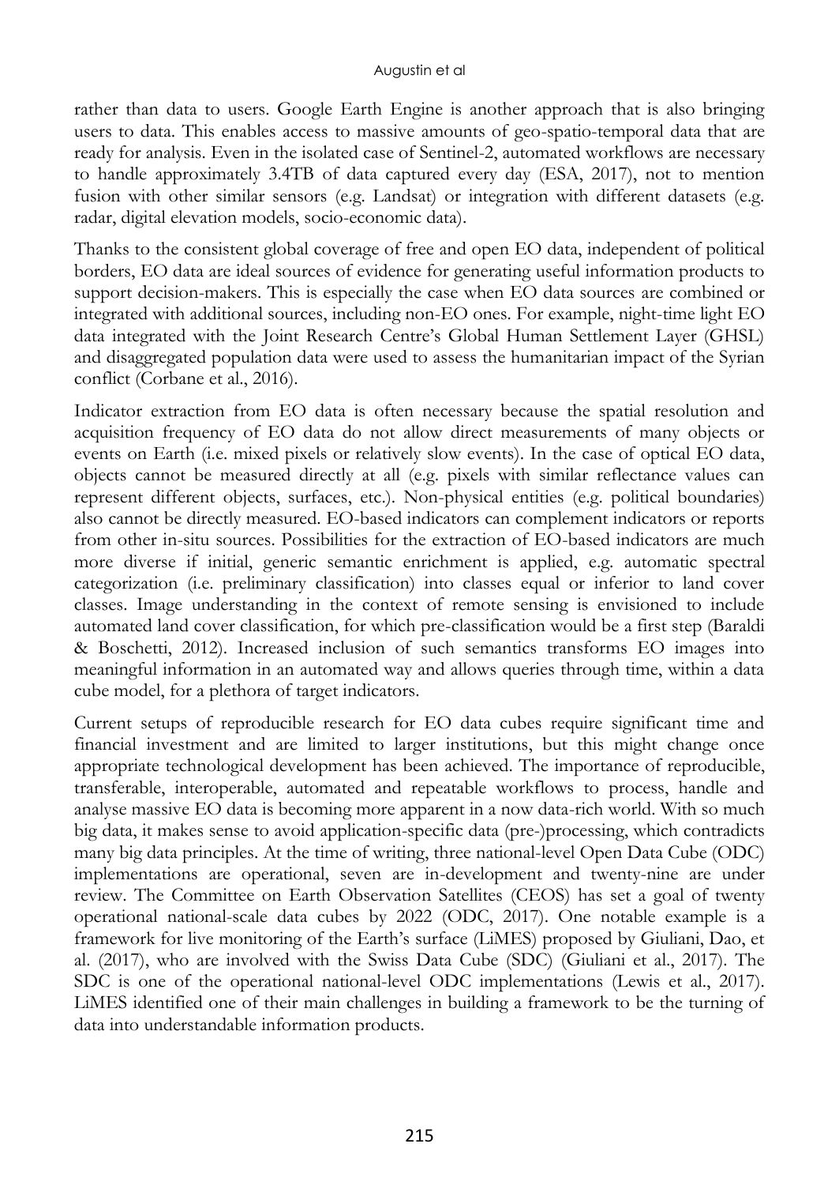rather than data to users. Google Earth Engine is another approach that is also bringing users to data. This enables access to massive amounts of geo-spatio-temporal data that are ready for analysis. Even in the isolated case of Sentinel-2, automated workflows are necessary to handle approximately 3.4TB of data captured every day (ESA, 2017), not to mention fusion with other similar sensors (e.g. Landsat) or integration with different datasets (e.g. radar, digital elevation models, socio-economic data).

Thanks to the consistent global coverage of free and open EO data, independent of political borders, EO data are ideal sources of evidence for generating useful information products to support decision-makers. This is especially the case when EO data sources are combined or integrated with additional sources, including non-EO ones. For example, night-time light EO data integrated with the Joint Research Centre's Global Human Settlement Layer (GHSL) and disaggregated population data were used to assess the humanitarian impact of the Syrian conflict (Corbane et al., 2016).

Indicator extraction from EO data is often necessary because the spatial resolution and acquisition frequency of EO data do not allow direct measurements of many objects or events on Earth (i.e. mixed pixels or relatively slow events). In the case of optical EO data, objects cannot be measured directly at all (e.g. pixels with similar reflectance values can represent different objects, surfaces, etc.). Non-physical entities (e.g. political boundaries) also cannot be directly measured. EO-based indicators can complement indicators or reports from other in-situ sources. Possibilities for the extraction of EO-based indicators are much more diverse if initial, generic semantic enrichment is applied, e.g. automatic spectral categorization (i.e. preliminary classification) into classes equal or inferior to land cover classes. Image understanding in the context of remote sensing is envisioned to include automated land cover classification, for which pre-classification would be a first step (Baraldi & Boschetti, 2012). Increased inclusion of such semantics transforms EO images into meaningful information in an automated way and allows queries through time, within a data cube model, for a plethora of target indicators.

Current setups of reproducible research for EO data cubes require significant time and financial investment and are limited to larger institutions, but this might change once appropriate technological development has been achieved. The importance of reproducible, transferable, interoperable, automated and repeatable workflows to process, handle and analyse massive EO data is becoming more apparent in a now data-rich world. With so much big data, it makes sense to avoid application-specific data (pre-)processing, which contradicts many big data principles. At the time of writing, three national-level Open Data Cube (ODC) implementations are operational, seven are in-development and twenty-nine are under review. The Committee on Earth Observation Satellites (CEOS) has set a goal of twenty operational national-scale data cubes by 2022 (ODC, 2017). One notable example is a framework for live monitoring of the Earth's surface (LiMES) proposed by Giuliani, Dao, et al. (2017), who are involved with the Swiss Data Cube (SDC) (Giuliani et al., 2017). The SDC is one of the operational national-level ODC implementations (Lewis et al., 2017). LiMES identified one of their main challenges in building a framework to be the turning of data into understandable information products.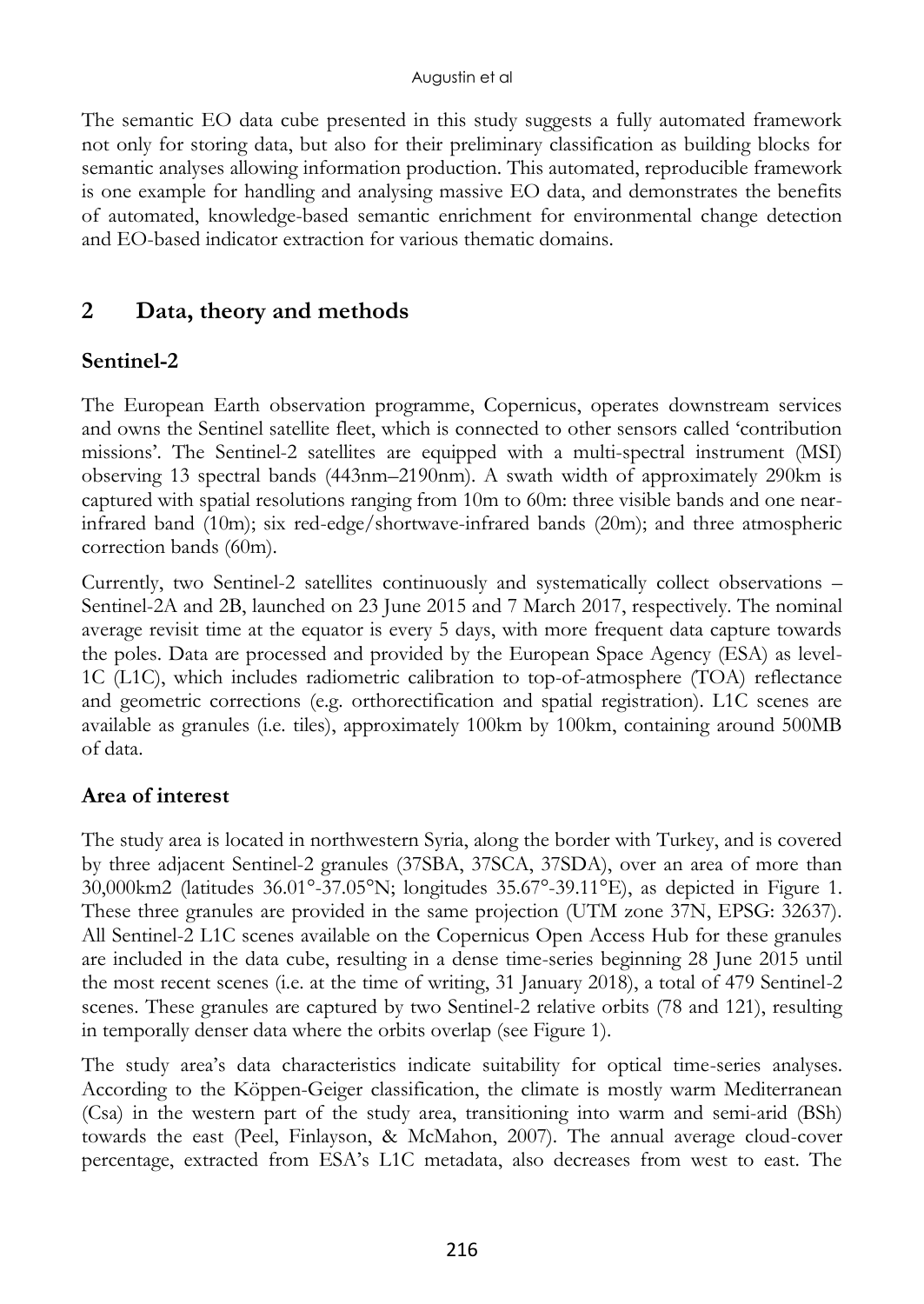The semantic EO data cube presented in this study suggests a fully automated framework not only for storing data, but also for their preliminary classification as building blocks for semantic analyses allowing information production. This automated, reproducible framework is one example for handling and analysing massive EO data, and demonstrates the benefits of automated, knowledge-based semantic enrichment for environmental change detection and EO-based indicator extraction for various thematic domains.

## 2 Data, theory and methods

### Sentinel-2

The European Earth observation programme, Copernicus, operates downstream services and owns the Sentinel satellite fleet, which is connected to other sensors called 'contribution missions'. The Sentinel-2 satellites are equipped with a multi-spectral instrument (MSI) observing 13 spectral bands (443nm–2190nm). A swath width of approximately 290km is captured with spatial resolutions ranging from 10m to 60m: three visible bands and one near-infrared band (10m); six red-edge/shortwave-infrared bands (20m); and three atmospheric correction bands (60m).

Currently, two Sentinel-2 satellites continuously and systematically collect observations – Sentinel-2A and 2B, launched on 23 June 2015 and 7 March 2017, respectively. The nominal average revisit time at the equator is every 5 days, with more frequent data capture towards the poles. Data are processed and provided by the European Space Agency (ESA) as level-1C (L1C), which includes radiometric calibration to top-of-atmosphere (TOA) reflectance and geometric corrections (e.g. orthorectification and spatial registration). L1C scenes are available as granules (i.e. tiles), approximately 100km by 100km, containing around 500MB of data.

### Area of interest

The study area is located in northwestern Syria, along the border with Turkey, and is covered by three adjacent Sentinel-2 granules (37SBA, 37SCA, 37SDA), over an area of more than 30,000km2 (latitudes 36.01°-37.05°N; longitudes 35.67°-39.11°E), as depicted in Figure 1. These three granules are provided in the same projection (UTM zone 37N, EPSG: 32637). All Sentinel-2 L1C scenes available on the Copernicus Open Access Hub for these granules are included in the data cube, resulting in a dense time-series beginning 28 June 2015 until the most recent scenes (i.e. at the time of writing, 31 January 2018), a total of 479 Sentinel-2 scenes. These granules are captured by two Sentinel-2 relative orbits (78 and 121), resulting in temporally denser data where the orbits overlap (see Figure 1).

The study area's data characteristics indicate suitability for optical time-series analyses. According to the Köppen-Geiger classification, the climate is mostly warm Mediterranean (Csa) in the western part of the study area, transitioning into warm and semi-arid (BSh) towards the east (Peel, Finlayson, & McMahon, 2007). The annual average cloud-cover percentage, extracted from ESA's L1C metadata, also decreases from west to east. The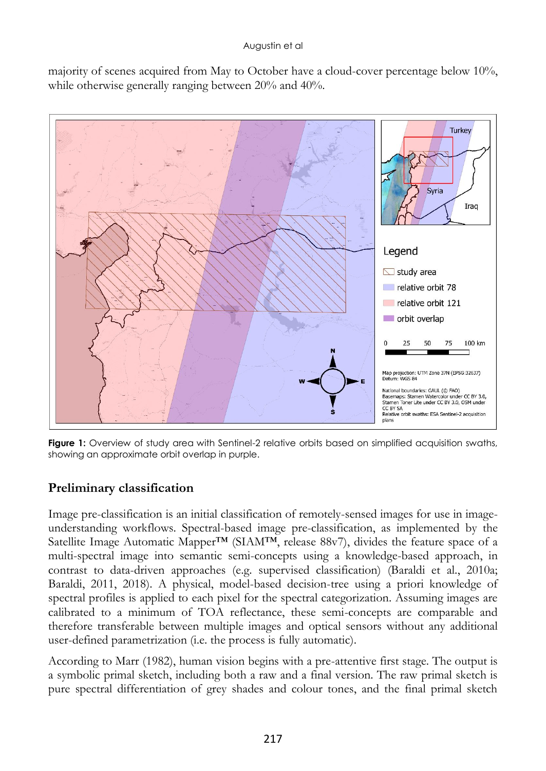majority of scenes acquired from May to October have a cloud-cover percentage below 10%, while otherwise generally ranging between 20% and 40%.

**Figure 1:** Overview of study area with Sentinel-2 relative orbits based on simplified acquisition swaths, showing an approximate orbit overlap in purple.

## Preliminary classification

Image pre-classification is an initial classification of remotely-sensed images for use in image-understanding workflows. Spectral-based image pre-classification, as implemented by the Satellite Image Automatic Mapper™ (SIAM™, release 88v7), divides the feature space of a multi-spectral image into semantic semi-concepts using a knowledge-based approach, in contrast to data-driven approaches (e.g. supervised classification) (Baraldi et al., 2010a; Baraldi, 2011, 2018). A physical, model-based decision-tree using a priori knowledge of spectral profiles is applied to each pixel for the spectral categorization. Assuming images are calibrated to a minimum of TOA reflectance, these semi-concepts are comparable and therefore transferable between multiple images and optical sensors without any additional user-defined parametrization (i.e. the process is fully automatic).

According to Marr (1982), human vision begins with a pre-attentive first stage. The output is a symbolic primal sketch, including both a raw and a final version. The raw primal sketch is pure spectral differentiation of grey shades and colour tones, and the final primal sketch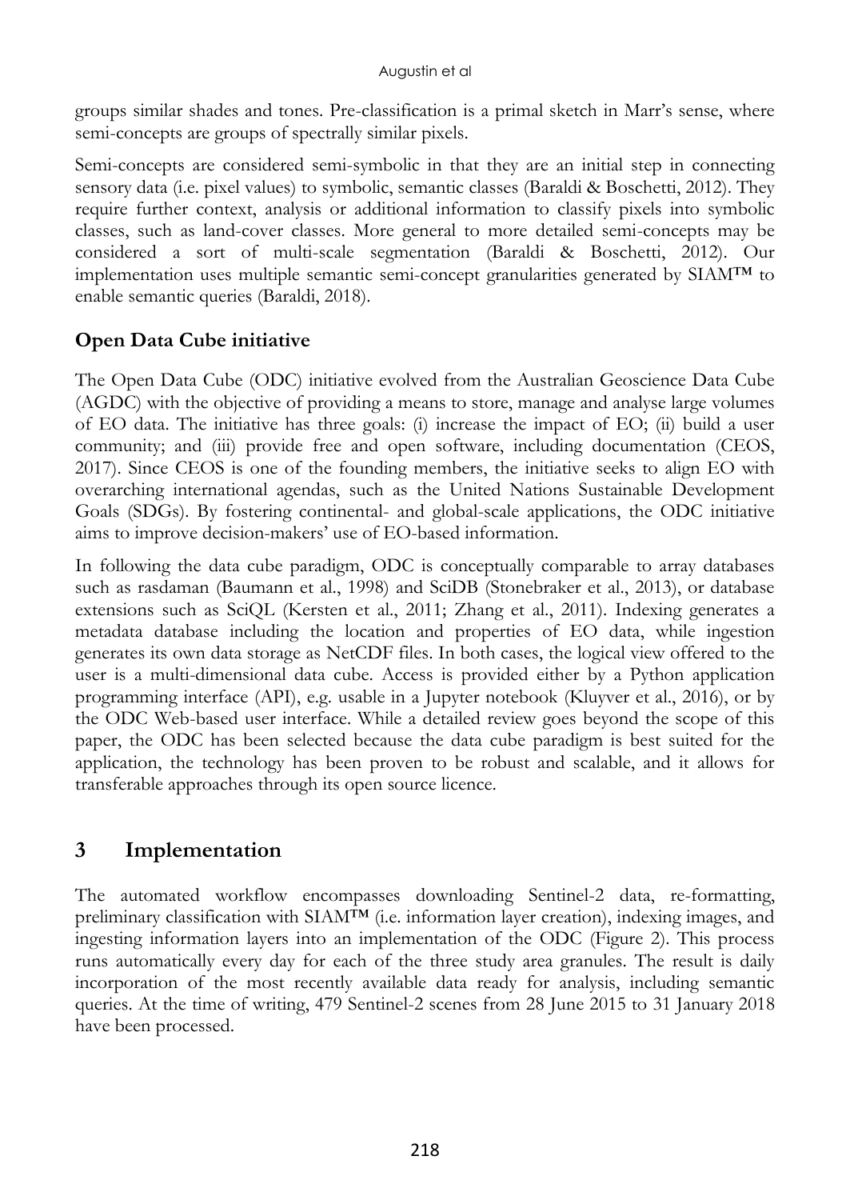groups similar shades and tones. Pre-classification is a primal sketch in Marr's sense, where semi-concepts are groups of spectrally similar pixels.

Semi-concepts are considered semi-symbolic in that they are an initial step in connecting sensory data (i.e. pixel values) to symbolic, semantic classes (Baraldi & Boschetti, 2012). They require further context, analysis or additional information to classify pixels into symbolic classes, such as land-cover classes. More general to more detailed semi-concepts may be considered a sort of multi-scale segmentation (Baraldi & Boschetti, 2012). Our implementation uses multiple semantic semi-concept granularities generated by SIAM™ to enable semantic queries (Baraldi, 2018).

### Open Data Cube initiative

The Open Data Cube (ODC) initiative evolved from the Australian Geoscience Data Cube (AGDC) with the objective of providing a means to store, manage and analyse large volumes of EO data. The initiative has three goals: (i) increase the impact of EO; (ii) build a user community; and (iii) provide free and open software, including documentation (CEOS, 2017). Since CEOS is one of the founding members, the initiative seeks to align EO with overarching international agendas, such as the United Nations Sustainable Development Goals (SDGs). By fostering continental- and global-scale applications, the ODC initiative aims to improve decision-makers' use of EO-based information.

In following the data cube paradigm, ODC is conceptually comparable to array databases such as rasdaman (Baumann et al., 1998) and SciDB (Stonebraker et al., 2013), or database extensions such as SciQL (Kersten et al., 2011; Zhang et al., 2011). Indexing generates a metadata database including the location and properties of EO data, while ingestion generates its own data storage as NetCDF files. In both cases, the logical view offered to the user is a multi-dimensional data cube. Access is provided either by a Python application programming interface (API), e.g. usable in a Jupyter notebook (Kluyver et al., 2016), or by the ODC Web-based user interface. While a detailed review goes beyond the scope of this paper, the ODC has been selected because the data cube paradigm is best suited for the application, the technology has been proven to be robust and scalable, and it allows for transferable approaches through its open source licence.

## 3 Implementation

The automated workflow encompasses downloading Sentinel-2 data, re-formatting, preliminary classification with SIAM™ (i.e. information layer creation), indexing images, and ingesting information layers into an implementation of the ODC (Figure 2). This process runs automatically every day for each of the three study area granules. The result is daily incorporation of the most recently available data ready for analysis, including semantic queries. At the time of writing, 479 Sentinel-2 scenes from 28 June 2015 to 31 January 2018 have been processed.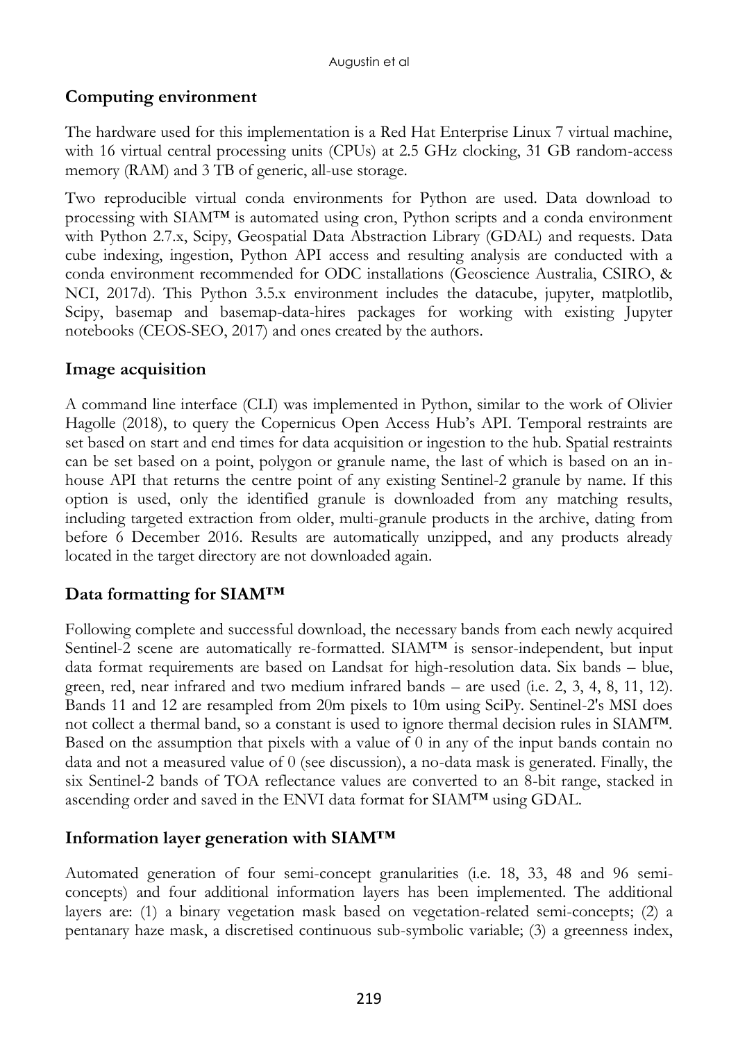## Computing environment

The hardware used for this implementation is a Red Hat Enterprise Linux 7 virtual machine, with 16 virtual central processing units (CPUs) at 2.5 GHz clocking, 31 GB random-access memory (RAM) and 3 TB of generic, all-use storage.

Two reproducible virtual conda environments for Python are used. Data download to processing with SIAM™ is automated using cron, Python scripts and a conda environment with Python 2.7.x, Scipy, Geospatial Data Abstraction Library (GDAL) and requests. Data cube indexing, ingestion, Python API access and resulting analysis are conducted with a conda environment recommended for ODC installations (Geoscience Australia, CSIRO, & NCI, 2017d). This Python 3.5.x environment includes the datacube, jupyter, matplotlib, Scipy, basemap and basemap-data-hires packages for working with existing Jupyter notebooks (CEOS-SEO, 2017) and ones created by the authors.

## Image acquisition

A command line interface (CLI) was implemented in Python, similar to the work of Olivier Hagolle (2018), to query the Copernicus Open Access Hub's API. Temporal restraints are set based on start and end times for data acquisition or ingestion to the hub. Spatial restraints can be set based on a point, polygon or granule name, the last of which is based on an in-house API that returns the centre point of any existing Sentinel-2 granule by name. If this option is used, only the identified granule is downloaded from any matching results, including targeted extraction from older, multi-granule products in the archive, dating from before 6 December 2016. Results are automatically unzipped, and any products already located in the target directory are not downloaded again.

## Data formatting for SIAM™

Following complete and successful download, the necessary bands from each newly acquired Sentinel-2 scene are automatically re-formatted. SIAM™ is sensor-independent, but input data format requirements are based on Landsat for high-resolution data. Six bands – blue, green, red, near infrared and two medium infrared bands – are used (i.e. 2, 3, 4, 8, 11, 12). Bands 11 and 12 are resampled from 20m pixels to 10m using SciPy. Sentinel-2's MSI does not collect a thermal band, so a constant is used to ignore thermal decision rules in SIAM™. Based on the assumption that pixels with a value of 0 in any of the input bands contain no data and not a measured value of 0 (see discussion), a no-data mask is generated. Finally, the six Sentinel-2 bands of TOA reflectance values are converted to an 8-bit range, stacked in ascending order and saved in the ENVI data format for SIAM™ using GDAL.

## Information layer generation with SIAM™

Automated generation of four semi-concept granularities (i.e. 18, 33, 48 and 96 semi-concepts) and four additional information layers has been implemented. The additional layers are: (1) a binary vegetation mask based on vegetation-related semi-concepts; (2) a pentanary haze mask, a discretised continuous sub-symbolic variable; (3) a greenness index,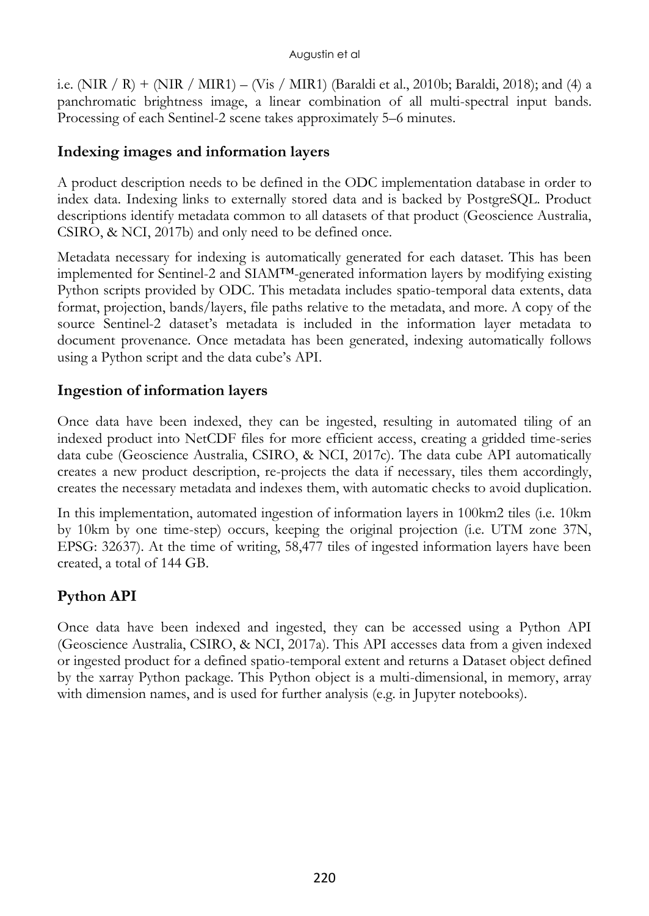i.e. (NIR / R) + (NIR / MIR1) – (Vis / MIR1) (Baraldi et al., 2010b; Baraldi, 2018); and (4) a panchromatic brightness image, a linear combination of all multi-spectral input bands. Processing of each Sentinel-2 scene takes approximately 5–6 minutes.

## Indexing images and information layers

A product description needs to be defined in the ODC implementation database in order to index data. Indexing links to externally stored data and is backed by PostgreSQL. Product descriptions identify metadata common to all datasets of that product (Geoscience Australia, CSIRO, & NCI, 2017b) and only need to be defined once.

Metadata necessary for indexing is automatically generated for each dataset. This has been implemented for Sentinel-2 and SIAM™-generated information layers by modifying existing Python scripts provided by ODC. This metadata includes spatio-temporal data extents, data format, projection, bands/layers, file paths relative to the metadata, and more. A copy of the source Sentinel-2 dataset's metadata is included in the information layer metadata to document provenance. Once metadata has been generated, indexing automatically follows using a Python script and the data cube's API.

## Ingestion of information layers

Once data have been indexed, they can be ingested, resulting in automated tiling of an indexed product into NetCDF files for more efficient access, creating a gridded time-series data cube (Geoscience Australia, CSIRO, & NCI, 2017c). The data cube API automatically creates a new product description, re-projects the data if necessary, tiles them accordingly, creates the necessary metadata and indexes them, with automatic checks to avoid duplication.

In this implementation, automated ingestion of information layers in 100km2 tiles (i.e. 10km by 10km by one time-step) occurs, keeping the original projection (i.e. UTM zone 37N, EPSG: 32637). At the time of writing, 58,477 tiles of ingested information layers have been created, a total of 144 GB.

## Python API

Once data have been indexed and ingested, they can be accessed using a Python API (Geoscience Australia, CSIRO, & NCI, 2017a). This API accesses data from a given indexed or ingested product for a defined spatio-temporal extent and returns a Dataset object defined by the xarray Python package. This Python object is a multi-dimensional, in memory, array with dimension names, and is used for further analysis (e.g. in Jupyter notebooks).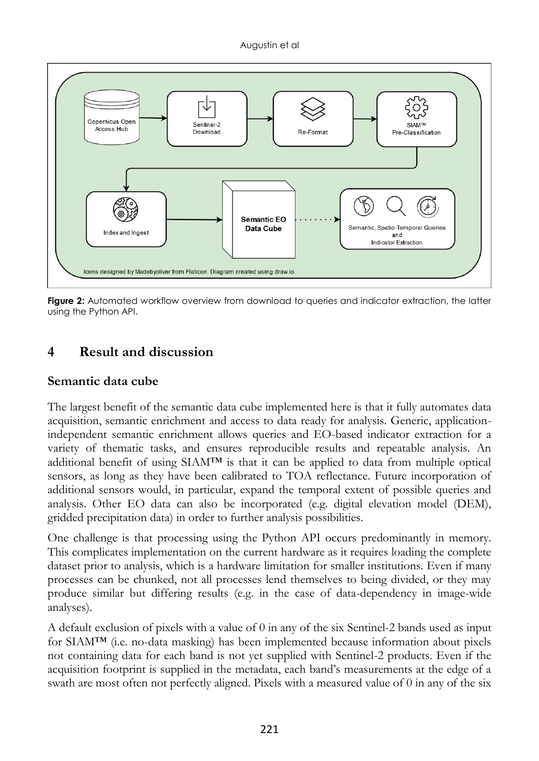**Figure 2:** Automated workflow overview from download to queries and indicator extraction, the latter using the Python API.

# 4 Result and discussion

## Semantic data cube

The largest benefit of the semantic data cube implemented here is that it fully automates data acquisition, semantic enrichment and access to data ready for analysis. Generic, application-independent semantic enrichment allows queries and EO-based indicator extraction for a variety of thematic tasks, and ensures reproducible results and repeatable analysis. An additional benefit of using SIAM™ is that it can be applied to data from multiple optical sensors, as long as they have been calibrated to TOA reflectance. Future incorporation of additional sensors would, in particular, expand the temporal extent of possible queries and analysis. Other EO data can also be incorporated (e.g. digital elevation model (DEM), gridded precipitation data) in order to further analysis possibilities.

One challenge is that processing using the Python API occurs predominantly in memory. This complicates implementation on the current hardware as it requires loading the complete dataset prior to analysis, which is a hardware limitation for smaller institutions. Even if many processes can be chunked, not all processes lend themselves to being divided, or they may produce similar but differing results (e.g. in the case of data-dependency in image-wide analyses).

A default exclusion of pixels with a value of 0 in any of the six Sentinel-2 bands used as input for SIAM™ (i.e. no-data masking) has been implemented because information about pixels not containing data for each band is not yet supplied with Sentinel-2 products. Even if the acquisition footprint is supplied in the metadata, each band's measurements at the edge of a swath are most often not perfectly aligned. Pixels with a measured value of 0 in any of the six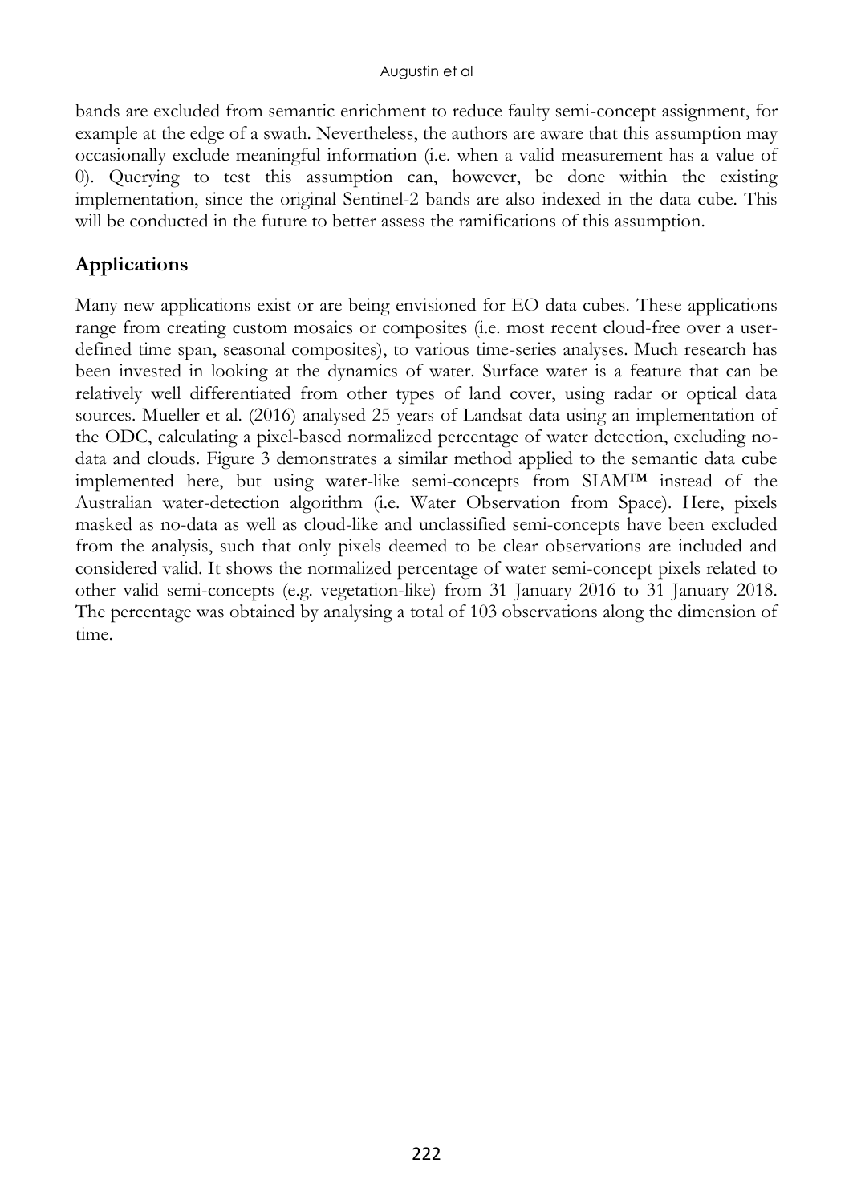bands are excluded from semantic enrichment to reduce faulty semi-concept assignment, for example at the edge of a swath. Nevertheless, the authors are aware that this assumption may occasionally exclude meaningful information (i.e. when a valid measurement has a value of 0). Querying to test this assumption can, however, be done within the existing implementation, since the original Sentinel-2 bands are also indexed in the data cube. This will be conducted in the future to better assess the ramifications of this assumption.

## Applications

Many new applications exist or are being envisioned for EO data cubes. These applications range from creating custom mosaics or composites (i.e. most recent cloud-free over a user-defined time span, seasonal composites), to various time-series analyses. Much research has been invested in looking at the dynamics of water. Surface water is a feature that can be relatively well differentiated from other types of land cover, using radar or optical data sources. Mueller et al. (2016) analysed 25 years of Landsat data using an implementation of the ODC, calculating a pixel-based normalized percentage of water detection, excluding no-data and clouds. Figure 3 demonstrates a similar method applied to the semantic data cube implemented here, but using water-like semi-concepts from SIAM™ instead of the Australian water-detection algorithm (i.e. Water Observation from Space). Here, pixels masked as no-data as well as cloud-like and unclassified semi-concepts have been excluded from the analysis, such that only pixels deemed to be clear observations are included and considered valid. It shows the normalized percentage of water semi-concept pixels related to other valid semi-concepts (e.g. vegetation-like) from 31 January 2016 to 31 January 2018. The percentage was obtained by analysing a total of 103 observations along the dimension of time.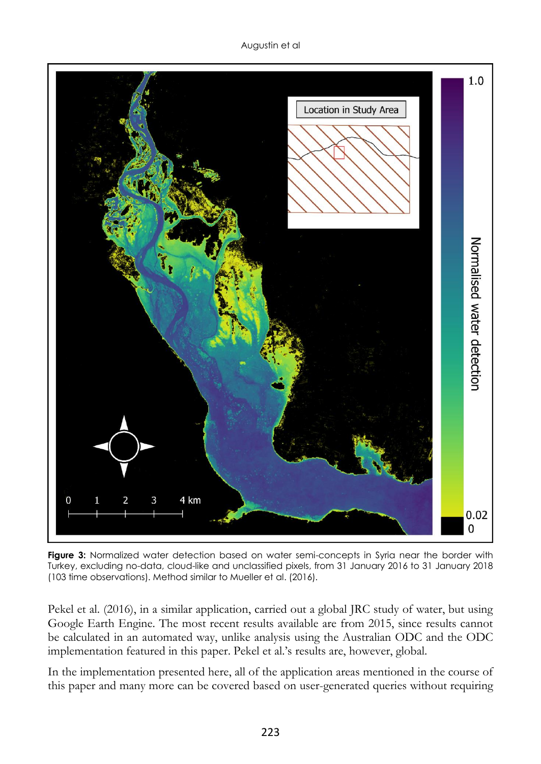**Figure 3:** Normalized water detection based on water semi-concepts in Syria near the border with Turkey, excluding no-data, cloud-like and unclassified pixels, from 31 January 2016 to 31 January 2018 (103 time observations). Method similar to Mueller et al. (2016).

Pekel et al. (2016), in a similar application, carried out a global JRC study of water, but using Google Earth Engine. The most recent results available are from 2015, since results cannot be calculated in an automated way, unlike analysis using the Australian ODC and the ODC implementation featured in this paper. Pekel et al.'s results are, however, global.

In the implementation presented here, all of the application areas mentioned in the course of this paper and many more can be covered based on user-generated queries without requiring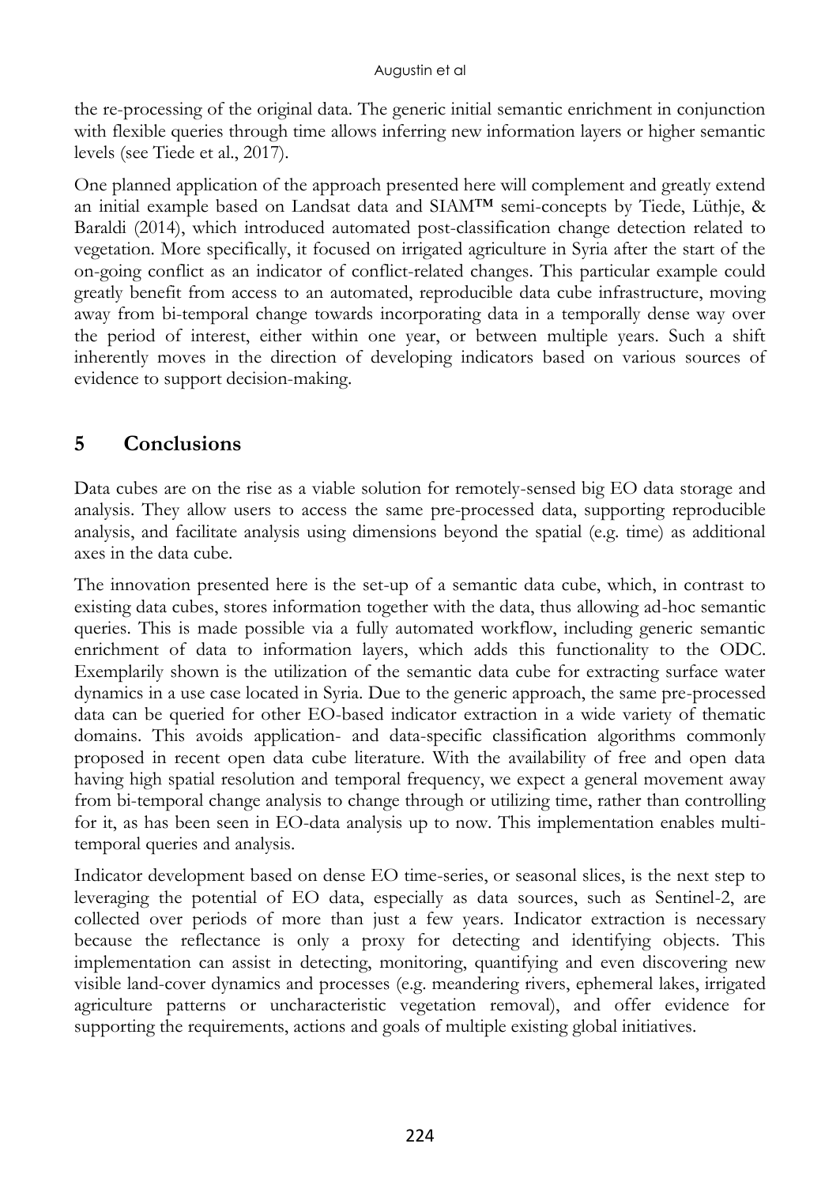the re-processing of the original data. The generic initial semantic enrichment in conjunction with flexible queries through time allows inferring new information layers or higher semantic levels (see Tiede et al., 2017).

One planned application of the approach presented here will complement and greatly extend an initial example based on Landsat data and SIAM™ semi-concepts by Tiede, Lüthje, & Baraldi (2014), which introduced automated post-classification change detection related to vegetation. More specifically, it focused on irrigated agriculture in Syria after the start of the on-going conflict as an indicator of conflict-related changes. This particular example could greatly benefit from access to an automated, reproducible data cube infrastructure, moving away from bi-temporal change towards incorporating data in a temporally dense way over the period of interest, either within one year, or between multiple years. Such a shift inherently moves in the direction of developing indicators based on various sources of evidence to support decision-making.

## 5 Conclusions

Data cubes are on the rise as a viable solution for remotely-sensed big EO data storage and analysis. They allow users to access the same pre-processed data, supporting reproducible analysis, and facilitate analysis using dimensions beyond the spatial (e.g. time) as additional axes in the data cube.

The innovation presented here is the set-up of a semantic data cube, which, in contrast to existing data cubes, stores information together with the data, thus allowing ad-hoc semantic queries. This is made possible via a fully automated workflow, including generic semantic enrichment of data to information layers, which adds this functionality to the ODC. Exemplarily shown is the utilization of the semantic data cube for extracting surface water dynamics in a use case located in Syria. Due to the generic approach, the same pre-processed data can be queried for other EO-based indicator extraction in a wide variety of thematic domains. This avoids application- and data-specific classification algorithms commonly proposed in recent open data cube literature. With the availability of free and open data having high spatial resolution and temporal frequency, we expect a general movement away from bi-temporal change analysis to change through or utilizing time, rather than controlling for it, as has been seen in EO-data analysis up to now. This implementation enables multi-temporal queries and analysis.

Indicator development based on dense EO time-series, or seasonal slices, is the next step to leveraging the potential of EO data, especially as data sources, such as Sentinel-2, are collected over periods of more than just a few years. Indicator extraction is necessary because the reflectance is only a proxy for detecting and identifying objects. This implementation can assist in detecting, monitoring, quantifying and even discovering new visible land-cover dynamics and processes (e.g. meandering rivers, ephemeral lakes, irrigated agriculture patterns or uncharacteristic vegetation removal), and offer evidence for supporting the requirements, actions and goals of multiple existing global initiatives.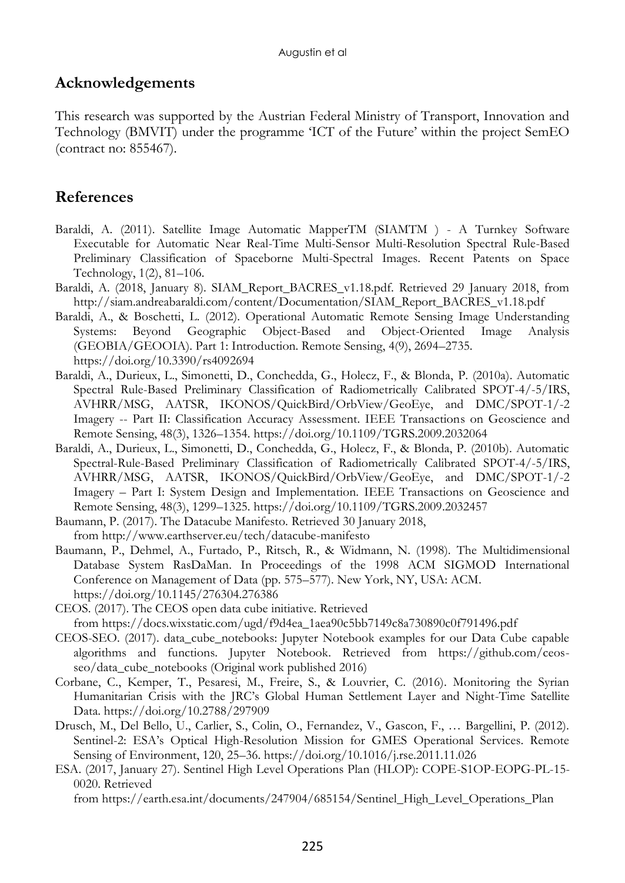## Acknowledgements

This research was supported by the Austrian Federal Ministry of Transport, Innovation and Technology (BMVIT) under the programme 'ICT of the Future' within the project SemEO (contract no: 855467).

## References

Baraldi, A. (2011). Satellite Image Automatic MapperTM (SIAMTM ) - A Turnkey Software Executable for Automatic Near Real-Time Multi-Sensor Multi-Resolution Spectral Rule-Based Preliminary Classification of Spaceborne Multi-Spectral Images. Recent Patents on Space Technology, 1(2), 81–106.

Baraldi, A. (2018, January 8). SIAM_Report_BACRES_v1.18.pdf. Retrieved 29 January 2018, from http://siam.andreabaraldi.com/content/Documentation/SIAM_Report_BACRES_v1.18.pdf

Baraldi, A., & Boschetti, L. (2012). Operational Automatic Remote Sensing Image Understanding Systems: Beyond Geographic Object-Based and Object-Oriented Image Analysis (GEOBIA/GEOOIA). Part 1: Introduction. Remote Sensing, 4(9), 2694–2735. https://doi.org/10.3390/rs4092694

Baraldi, A., Durieux, L., Simonetti, D., Conchedda, G., Holecz, F., & Blonda, P. (2010a). Automatic Spectral Rule-Based Preliminary Classification of Radiometrically Calibrated SPOT-4/-5/IRS, AVHRR/MSG, AATSR, IKONOS/QuickBird/OrbView/GeoEye, and DMC/SPOT-1/-2 Imagery -- Part II: Classification Accuracy Assessment. IEEE Transactions on Geoscience and Remote Sensing, 48(3), 1326–1354. https://doi.org/10.1109/TGRS.2009.2032064

Baraldi, A., Durieux, L., Simonetti, D., Conchedda, G., Holecz, F., & Blonda, P. (2010b). Automatic Spectral-Rule-Based Preliminary Classification of Radiometrically Calibrated SPOT-4/-5/IRS, AVHRR/MSG, AATSR, IKONOS/QuickBird/OrbView/GeoEye, and DMC/SPOT-1/-2 Imagery – Part I: System Design and Implementation. IEEE Transactions on Geoscience and Remote Sensing, 48(3), 1299–1325. https://doi.org/10.1109/TGRS.2009.2032457

Baumann, P. (2017). The Datacube Manifesto. Retrieved 30 January 2018, from http://www.earthserver.eu/tech/datacube-manifesto

Baumann, P., Dehmel, A., Furtado, P., Ritsch, R., & Widmann, N. (1998). The Multidimensional Database System RasDaMan. In Proceedings of the 1998 ACM SIGMOD International Conference on Management of Data (pp. 575–577). New York, NY, USA: ACM. https://doi.org/10.1145/276304.276386

CEOS. (2017). The CEOS open data cube initiative. Retrieved from https://docs.wixstatic.com/ugd/f9d4ea_1aea90c5bb7149c8a730890c0f791496.pdf

CEOS-SEO. (2017). data_cube_notebooks: Jupyter Notebook examples for our Data Cube capable algorithms and functions. Jupyter Notebook. Retrieved from https://github.com/ceos-seo/data_cube_notebooks (Original work published 2016)

Corbane, C., Kemper, T., Pesaresi, M., Freire, S., & Louvrier, C. (2016). Monitoring the Syrian Humanitarian Crisis with the JRC's Global Human Settlement Layer and Night-Time Satellite Data. https://doi.org/10.2788/297909

Drusch, M., Del Bello, U., Carlier, S., Colin, O., Fernandez, V., Gascon, F., … Bargellini, P. (2012). Sentinel-2: ESA's Optical High-Resolution Mission for GMES Operational Services. Remote Sensing of Environment, 120, 25–36. https://doi.org/10.1016/j.rse.2011.11.026

ESA. (2017, January 27). Sentinel High Level Operations Plan (HLOP): COPE-S1OP-EOPG-PL-15-0020. Retrieved from https://earth.esa.int/documents/247904/685154/Sentinel_High_Level_Operations_Plan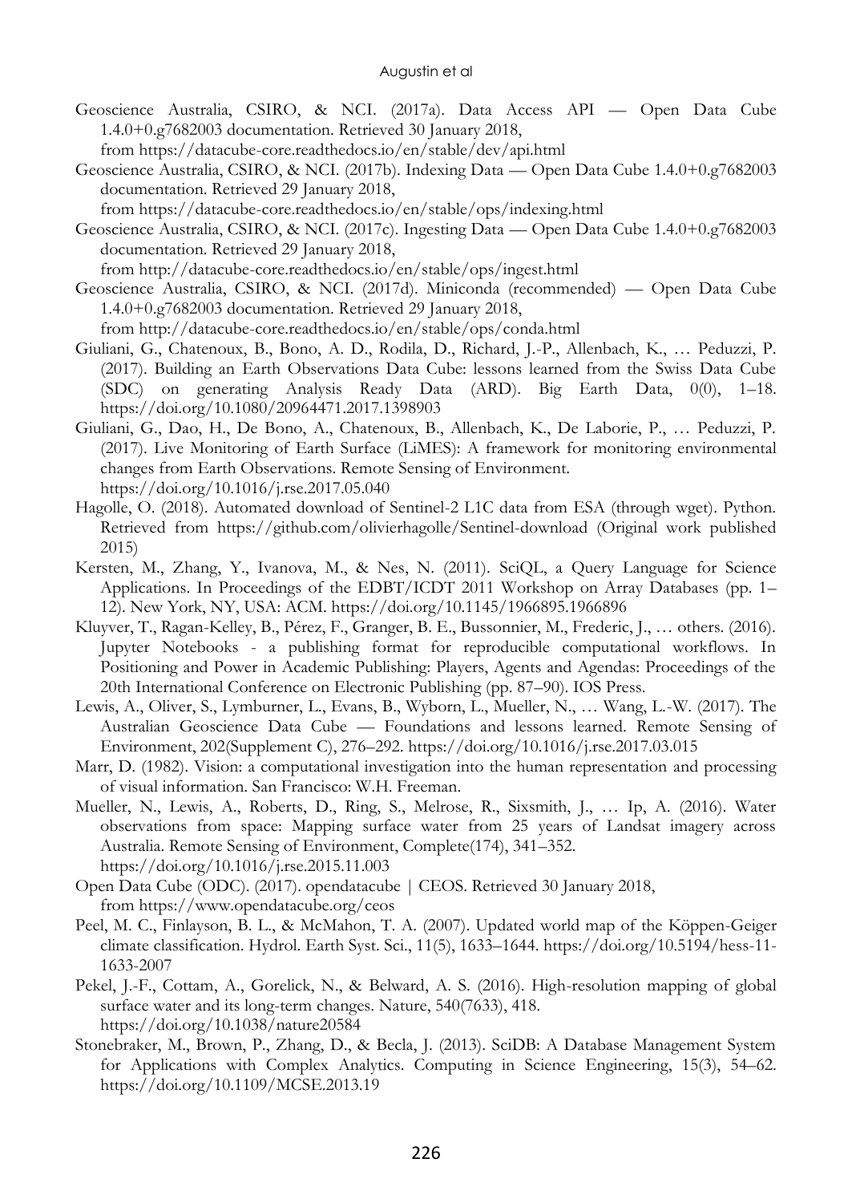Geoscience Australia, CSIRO, & NCI. (2017a). Data Access API — Open Data Cube 1.4.0+0.g7682003 documentation. Retrieved 30 January 2018, from https://datacube-core.readthedocs.io/en/stable/dev/api.html

Geoscience Australia, CSIRO, & NCI. (2017b). Indexing Data — Open Data Cube 1.4.0+0.g7682003 documentation. Retrieved 29 January 2018, from https://datacube-core.readthedocs.io/en/stable/ops/indexing.html

Geoscience Australia, CSIRO, & NCI. (2017c). Ingesting Data — Open Data Cube 1.4.0+0.g7682003 documentation. Retrieved 29 January 2018, from http://datacube-core.readthedocs.io/en/stable/ops/ingest.html

Geoscience Australia, CSIRO, & NCI. (2017d). Miniconda (recommended) — Open Data Cube 1.4.0+0.g7682003 documentation. Retrieved 29 January 2018, from http://datacube-core.readthedocs.io/en/stable/ops/conda.html

Giuliani, G., Chatenoux, B., Bono, A. D., Rodila, D., Richard, J.-P., Allenbach, K., … Peduzzi, P. (2017). Building an Earth Observations Data Cube: lessons learned from the Swiss Data Cube (SDC) on generating Analysis Ready Data (ARD). Big Earth Data, 0(0), 1–18. https://doi.org/10.1080/20964471.2017.1398903

Giuliani, G., Dao, H., De Bono, A., Chatenoux, B., Allenbach, K., De Laborie, P., … Peduzzi, P. (2017). Live Monitoring of Earth Surface (LiMES): A framework for monitoring environmental changes from Earth Observations. Remote Sensing of Environment. https://doi.org/10.1016/j.rse.2017.05.040

Hagolle, O. (2018). Automated download of Sentinel-2 L1C data from ESA (through wget). Python. Retrieved from https://github.com/olivierhagolle/Sentinel-download (Original work published 2015)

Kersten, M., Zhang, Y., Ivanova, M., & Nes, N. (2011). SciQL, a Query Language for Science Applications. In Proceedings of the EDBT/ICDT 2011 Workshop on Array Databases (pp. 1–12). New York, NY, USA: ACM. https://doi.org/10.1145/1966895.1966896

Kluyver, T., Ragan-Kelley, B., Pérez, F., Granger, B. E., Bussonnier, M., Frederic, J., … others. (2016). Jupyter Notebooks - a publishing format for reproducible computational workflows. In Positioning and Power in Academic Publishing: Players, Agents and Agendas: Proceedings of the 20th International Conference on Electronic Publishing (pp. 87–90). IOS Press.

Lewis, A., Oliver, S., Lymburner, L., Evans, B., Wyborn, L., Mueller, N., … Wang, L.-W. (2017). The Australian Geoscience Data Cube — Foundations and lessons learned. Remote Sensing of Environment, 202(Supplement C), 276–292. https://doi.org/10.1016/j.rse.2017.03.015

Marr, D. (1982). Vision: a computational investigation into the human representation and processing of visual information. San Francisco: W.H. Freeman.

Mueller, N., Lewis, A., Roberts, D., Ring, S., Melrose, R., Sixsmith, J., … Ip, A. (2016). Water observations from space: Mapping surface water from 25 years of Landsat imagery across Australia. Remote Sensing of Environment, Complete(174), 341–352. https://doi.org/10.1016/j.rse.2015.11.003

Open Data Cube (ODC). (2017). opendatacube | CEOS. Retrieved 30 January 2018, from https://www.opendatacube.org/ceos

Peel, M. C., Finlayson, B. L., & McMahon, T. A. (2007). Updated world map of the Köppen-Geiger climate classification. Hydrol. Earth Syst. Sci., 11(5), 1633–1644. https://doi.org/10.5194/hess-11-1633-2007

Pekel, J.-F., Cottam, A., Gorelick, N., & Belward, A. S. (2016). High-resolution mapping of global surface water and its long-term changes. Nature, 540(7633), 418. https://doi.org/10.1038/nature20584

Stonebraker, M., Brown, P., Zhang, D., & Becla, J. (2013). SciDB: A Database Management System for Applications with Complex Analytics. Computing in Science Engineering, 15(3), 54–62. https://doi.org/10.1109/MCSE.2013.19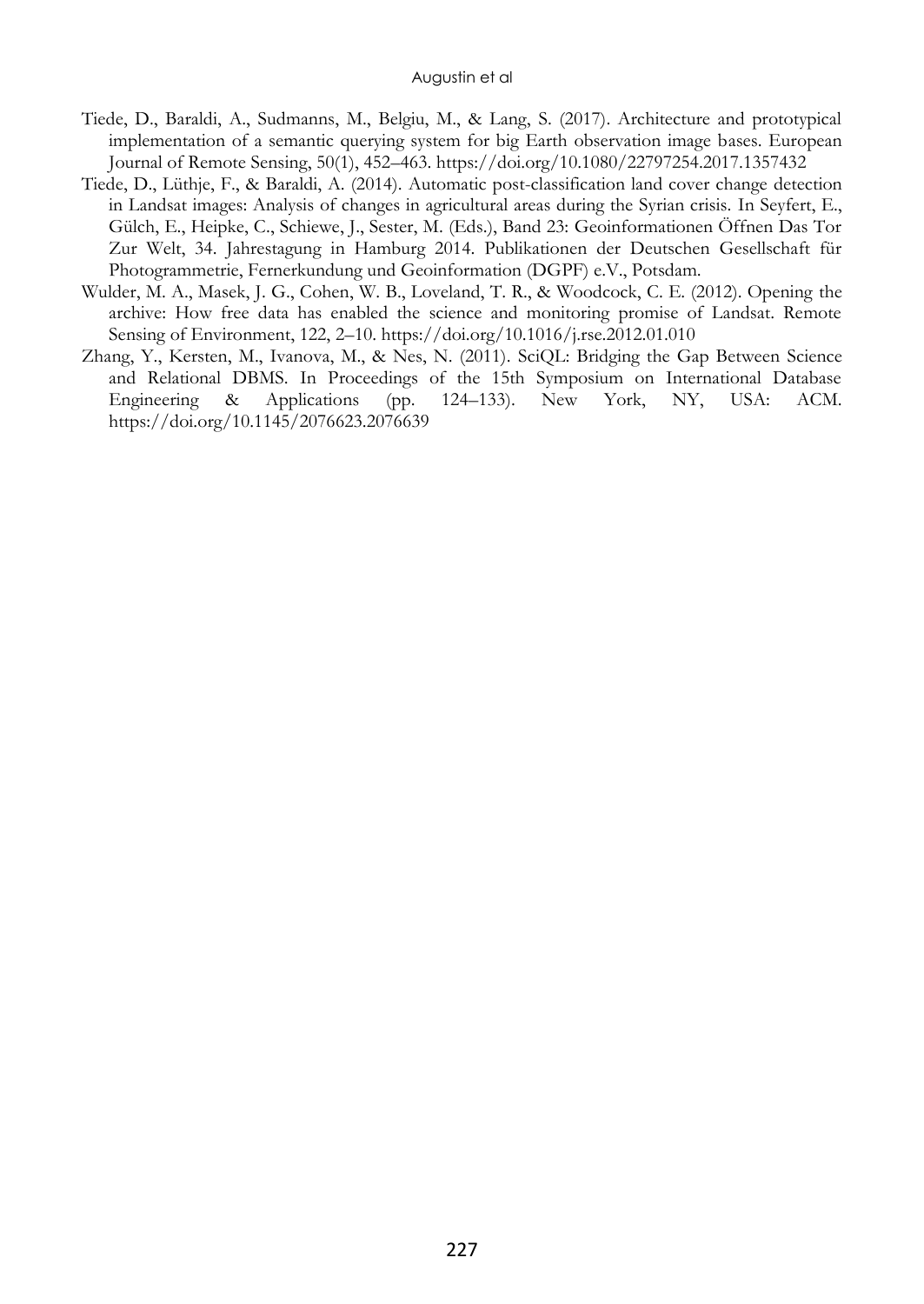Tiede, D., Baraldi, A., Sudmanns, M., Belgiu, M., & Lang, S. (2017). Architecture and prototypical implementation of a semantic querying system for big Earth observation image bases. European Journal of Remote Sensing, 50(1), 452–463. https://doi.org/10.1080/22797254.2017.1357432

Tiede, D., Lüthje, F., & Baraldi, A. (2014). Automatic post-classification land cover change detection in Landsat images: Analysis of changes in agricultural areas during the Syrian crisis. In Seyfert, E., Gülch, E., Heipke, C., Schiewe, J., Sester, M. (Eds.), Band 23: Geoinformationen Öffnen Das Tor Zur Welt, 34. Jahrestagung in Hamburg 2014. Publikationen der Deutschen Gesellschaft für Photogrammetrie, Fernerkundung und Geoinformation (DGPF) e.V., Potsdam.

Wulder, M. A., Masek, J. G., Cohen, W. B., Loveland, T. R., & Woodcock, C. E. (2012). Opening the archive: How free data has enabled the science and monitoring promise of Landsat. Remote Sensing of Environment, 122, 2–10. https://doi.org/10.1016/j.rse.2012.01.010

Zhang, Y., Kersten, M., Ivanova, M., & Nes, N. (2011). SciQL: Bridging the Gap Between Science and Relational DBMS. In Proceedings of the 15th Symposium on International Database Engineering & Applications (pp. 124–133). New York, NY, USA: ACM. https://doi.org/10.1145/2076623.2076639